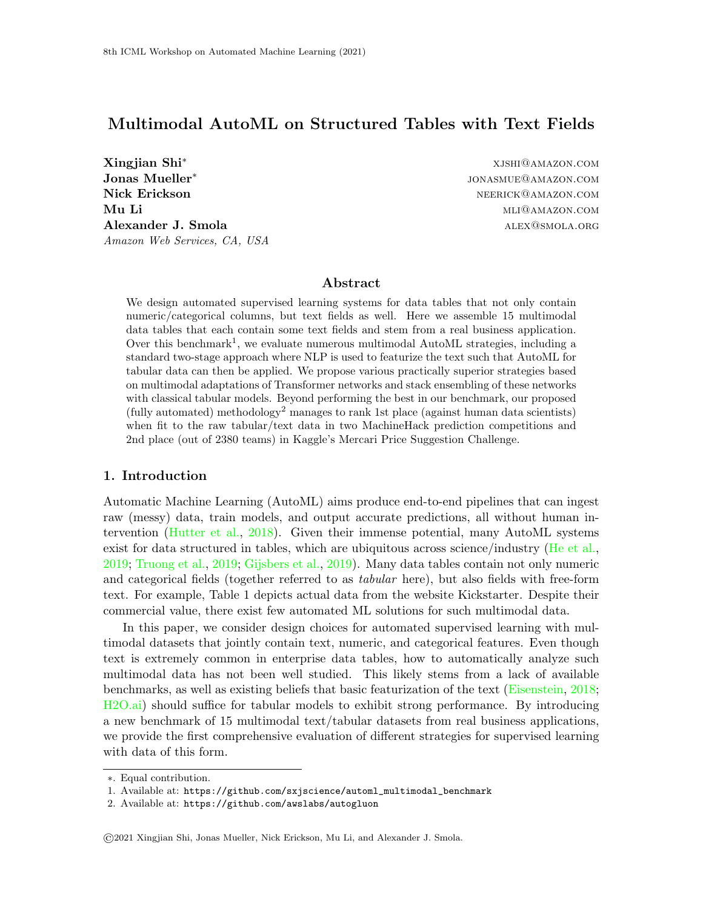# Multimodal AutoML on Structured Tables with Text Fields

**Xingjian Shi*** XJSHI@AMAZON.COM
**Jonas Mueller*** JONASMUE@AMAZON.COM
**Nick Erickson** NEERICK@AMAZON.COM
**Mu Li** MLI@AMAZON.COM
**Alexander J. Smola** ALEX@SMOLA.ORG
*Amazon Web Services, CA, USA*

## Abstract

We design automated supervised learning systems for data tables that not only contain numeric/categorical columns, but text fields as well. Here we assemble 15 multimodal data tables that each contain some text fields and stem from a real business application. Over this benchmark[1], we evaluate numerous multimodal AutoML strategies, including a standard two-stage approach where NLP is used to featurize the text such that AutoML for tabular data can then be applied. We propose various practically superior strategies based on multimodal adaptations of Transformer networks and stack ensembling of these networks with classical tabular models. Beyond performing the best in our benchmark, our proposed (fully automated) methodology[2] manages to rank 1st place (against human data scientists) when fit to the raw tabular/text data in two MachineHack prediction competitions and 2nd place (out of 2380 teams) in Kaggle's Mercari Price Suggestion Challenge.

## 1. Introduction

Automatic Machine Learning (AutoML) aims produce end-to-end pipelines that can ingest raw (messy) data, train models, and output accurate predictions, all without human intervention (Hutter et al., 2018). Given their immense potential, many AutoML systems exist for data structured in tables, which are ubiquitous across science/industry (He et al., 2019; Truong et al., 2019; Gijsbers et al., 2019). Many data tables contain not only numeric and categorical fields (together referred to as *tabular* here), but also fields with free-form text. For example, Table 1 depicts actual data from the website Kickstarter. Despite their commercial value, there exist few automated ML solutions for such multimodal data.

In this paper, we consider design choices for automated supervised learning with multimodal datasets that jointly contain text, numeric, and categorical features. Even though text is extremely common in enterprise data tables, how to automatically analyze such multimodal data has not been well studied. This likely stems from a lack of available benchmarks, as well as existing beliefs that basic featurization of the text (Eisenstein, 2018; H2O.ai) should suffice for tabular models to exhibit strong performance. By introducing a new benchmark of 15 multimodal text/tabular datasets from real business applications, we provide the first comprehensive evaluation of different strategies for supervised learning with data of this form.

---

*. Equal contribution.
1. Available at: `https://github.com/sxjscience/automl_multimodal_benchmark`
2. Available at: `https://github.com/awslabs/autogluon`

©2021 Xingjian Shi, Jonas Mueller, Nick Erickson, Mu Li, and Alexander J. Smola.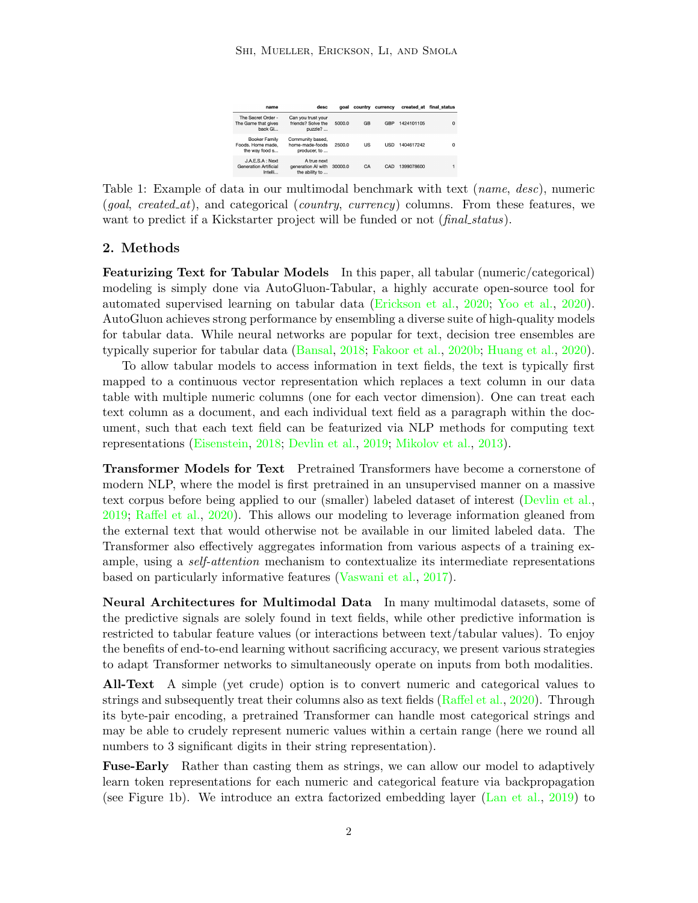| name | desc | goal | country | currency | created_at | final_status |
|---|---|---|---|---|---|---|
| The Secret Order - The Game that gives back Gl... | Can you trust your friends? Solve the puzzle? ... | 5000.0 | GB | GBP | 1424101105 | 0 |
| Booker Family Foods, Home made, the way food s... | Community based, home-made-foods producer, to ... | 2500.0 | US | USD | 1404617242 | 0 |
| J.A.E.S.A : Next Generation Artificial Intelli... | A true next generation AI with the ability to ... | 30000.0 | CA | CAD | 1399078600 | 1 |

Table 1: Example of data in our multimodal benchmark with text (*name*, *desc*), numeric (*goal*, *created_at*), and categorical (*country*, *currency*) columns. From these features, we want to predict if a Kickstarter project will be funded or not (*final_status*).

## 2. Methods

**Featurizing Text for Tabular Models** In this paper, all tabular (numeric/categorical) modeling is simply done via AutoGluon-Tabular, a highly accurate open-source tool for automated supervised learning on tabular data (Erickson et al., 2020; Yoo et al., 2020). AutoGluon achieves strong performance by ensembling a diverse suite of high-quality models for tabular data. While neural networks are popular for text, decision tree ensembles are typically superior for tabular data (Bansal, 2018; Fakoor et al., 2020b; Huang et al., 2020).

To allow tabular models to access information in text fields, the text is typically first mapped to a continuous vector representation which replaces a text column in our data table with multiple numeric columns (one for each vector dimension). One can treat each text column as a document, and each individual text field as a paragraph within the document, such that each text field can be featurized via NLP methods for computing text representations (Eisenstein, 2018; Devlin et al., 2019; Mikolov et al., 2013).

**Transformer Models for Text** Pretrained Transformers have become a cornerstone of modern NLP, where the model is first pretrained in an unsupervised manner on a massive text corpus before being applied to our (smaller) labeled dataset of interest (Devlin et al., 2019; Raffel et al., 2020). This allows our modeling to leverage information gleaned from the external text that would otherwise not be available in our limited labeled data. The Transformer also effectively aggregates information from various aspects of a training example, using a *self-attention* mechanism to contextualize its intermediate representations based on particularly informative features (Vaswani et al., 2017).

**Neural Architectures for Multimodal Data** In many multimodal datasets, some of the predictive signals are solely found in text fields, while other predictive information is restricted to tabular feature values (or interactions between text/tabular values). To enjoy the benefits of end-to-end learning without sacrificing accuracy, we present various strategies to adapt Transformer networks to simultaneously operate on inputs from both modalities.

**All-Text** A simple (yet crude) option is to convert numeric and categorical values to strings and subsequently treat their columns also as text fields (Raffel et al., 2020). Through its byte-pair encoding, a pretrained Transformer can handle most categorical strings and may be able to crudely represent numeric values within a certain range (here we round all numbers to 3 significant digits in their string representation).

**Fuse-Early** Rather than casting them as strings, we can allow our model to adaptively learn token representations for each numeric and categorical feature via backpropagation (see Figure 1b). We introduce an extra factorized embedding layer (Lan et al., 2019) to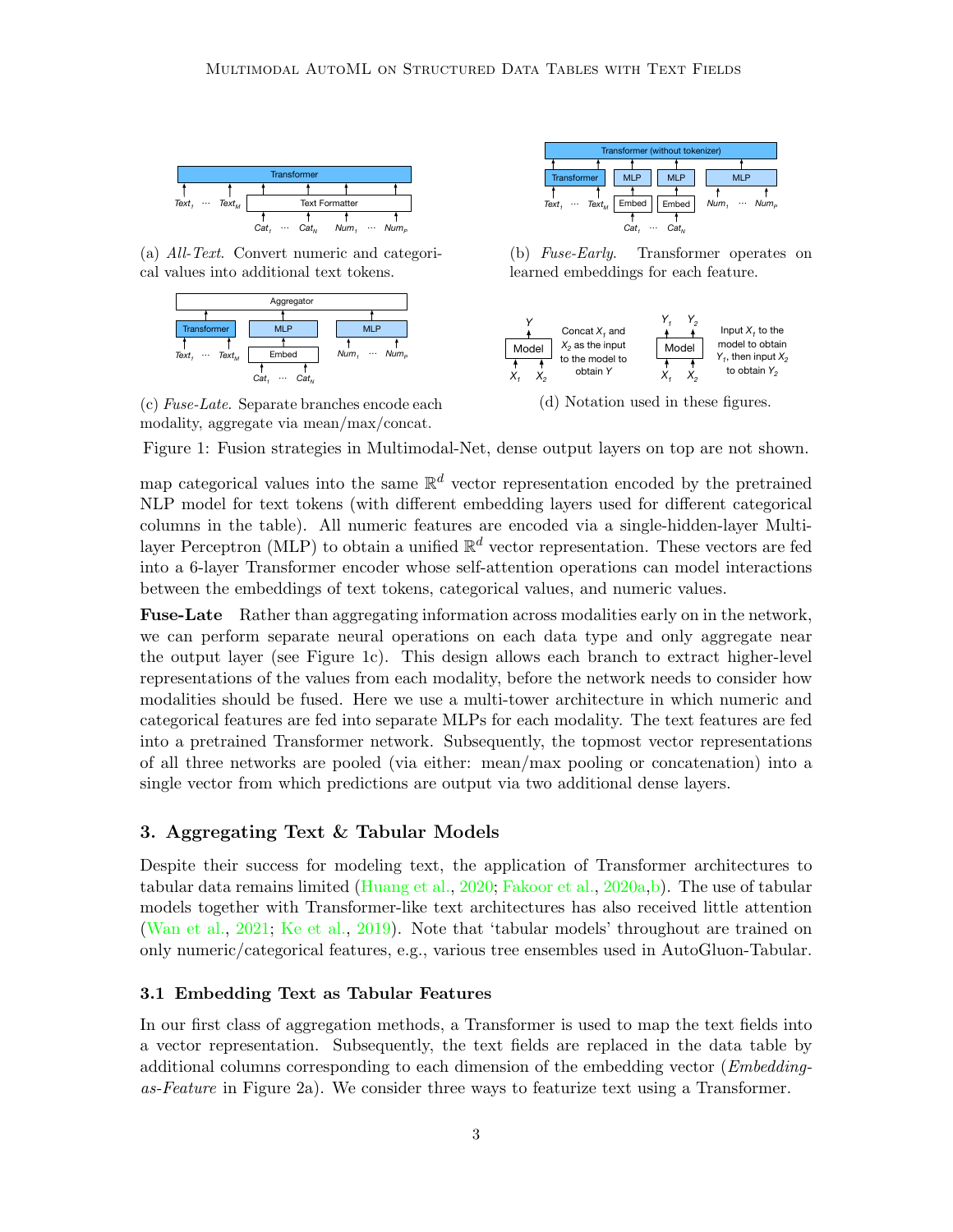(a) *All-Text*. Convert numeric and categorical values into additional text tokens.

(b) *Fuse-Early*. Transformer operates on learned embeddings for each feature.

(c) *Fuse-Late*. Separate branches encode each modality, aggregate via mean/max/concat.

(d) Notation used in these figures.

Figure 1: Fusion strategies in Multimodal-Net, dense output layers on top are not shown.

map categorical values into the same $\mathbb{R}^d$ vector representation encoded by the pretrained NLP model for text tokens (with different embedding layers used for different categorical columns in the table). All numeric features are encoded via a single-hidden-layer Multilayer Perceptron (MLP) to obtain a unified $\mathbb{R}^d$ vector representation. These vectors are fed into a 6-layer Transformer encoder whose self-attention operations can model interactions between the embeddings of text tokens, categorical values, and numeric values.

**Fuse-Late** Rather than aggregating information across modalities early on in the network, we can perform separate neural operations on each data type and only aggregate near the output layer (see Figure 1c). This design allows each branch to extract higher-level representations of the values from each modality, before the network needs to consider how modalities should be fused. Here we use a multi-tower architecture in which numeric and categorical features are fed into separate MLPs for each modality. The text features are fed into a pretrained Transformer network. Subsequently, the topmost vector representations of all three networks are pooled (via either: mean/max pooling or concatenation) into a single vector from which predictions are output via two additional dense layers.

## 3. Aggregating Text & Tabular Models

Despite their success for modeling text, the application of Transformer architectures to tabular data remains limited (Huang et al., 2020; Fakoor et al., 2020a,b). The use of tabular models together with Transformer-like text architectures has also received little attention (Wan et al., 2021; Ke et al., 2019). Note that 'tabular models' throughout are trained on only numeric/categorical features, e.g., various tree ensembles used in AutoGluon-Tabular.

### 3.1 Embedding Text as Tabular Features

In our first class of aggregation methods, a Transformer is used to map the text fields into a vector representation. Subsequently, the text fields are replaced in the data table by additional columns corresponding to each dimension of the embedding vector (*Embedding-as-Feature* in Figure 2a). We consider three ways to featurize text using a Transformer.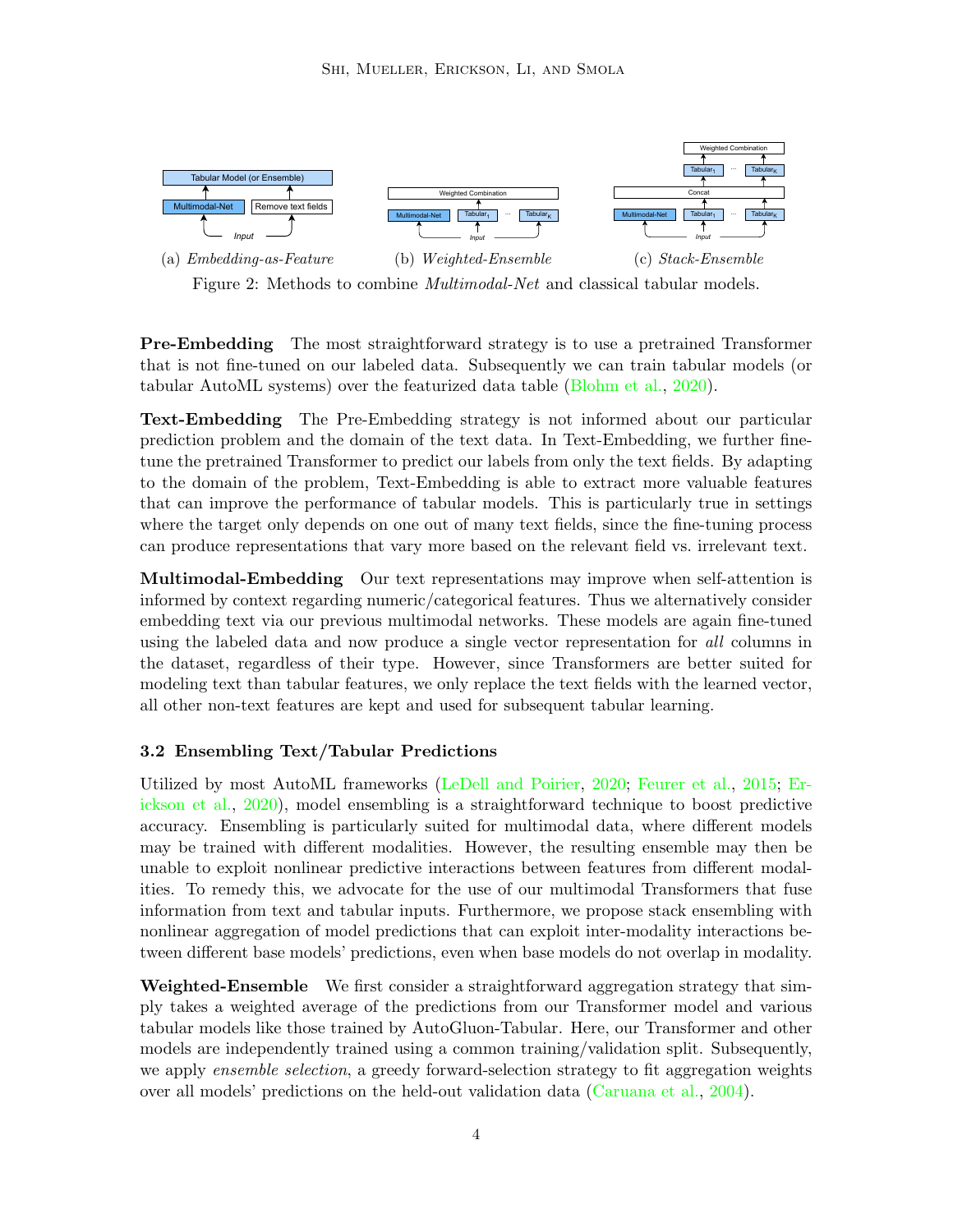(a) *Embedding-as-Feature* (b) *Weighted-Ensemble* (c) *Stack-Ensemble*

Figure 2: Methods to combine *Multimodal-Net* and classical tabular models.

**Pre-Embedding** The most straightforward strategy is to use a pretrained Transformer that is not fine-tuned on our labeled data. Subsequently we can train tabular models (or tabular AutoML systems) over the featurized data table (Blohm et al., 2020).

**Text-Embedding** The Pre-Embedding strategy is not informed about our particular prediction problem and the domain of the text data. In Text-Embedding, we further fine-tune the pretrained Transformer to predict our labels from only the text fields. By adapting to the domain of the problem, Text-Embedding is able to extract more valuable features that can improve the performance of tabular models. This is particularly true in settings where the target only depends on one out of many text fields, since the fine-tuning process can produce representations that vary more based on the relevant field vs. irrelevant text.

**Multimodal-Embedding** Our text representations may improve when self-attention is informed by context regarding numeric/categorical features. Thus we alternatively consider embedding text via our previous multimodal networks. These models are again fine-tuned using the labeled data and now produce a single vector representation for *all* columns in the dataset, regardless of their type. However, since Transformers are better suited for modeling text than tabular features, we only replace the text fields with the learned vector, all other non-text features are kept and used for subsequent tabular learning.

### 3.2 Ensembling Text/Tabular Predictions

Utilized by most AutoML frameworks (LeDell and Poirier, 2020; Feurer et al., 2015; Erickson et al., 2020), model ensembling is a straightforward technique to boost predictive accuracy. Ensembling is particularly suited for multimodal data, where different models may be trained with different modalities. However, the resulting ensemble may then be unable to exploit nonlinear predictive interactions between features from different modalities. To remedy this, we advocate for the use of our multimodal Transformers that fuse information from text and tabular inputs. Furthermore, we propose stack ensembling with nonlinear aggregation of model predictions that can exploit inter-modality interactions between different base models' predictions, even when base models do not overlap in modality.

**Weighted-Ensemble** We first consider a straightforward aggregation strategy that simply takes a weighted average of the predictions from our Transformer model and various tabular models like those trained by AutoGluon-Tabular. Here, our Transformer and other models are independently trained using a common training/validation split. Subsequently, we apply *ensemble selection*, a greedy forward-selection strategy to fit aggregation weights over all models' predictions on the held-out validation data (Caruana et al., 2004).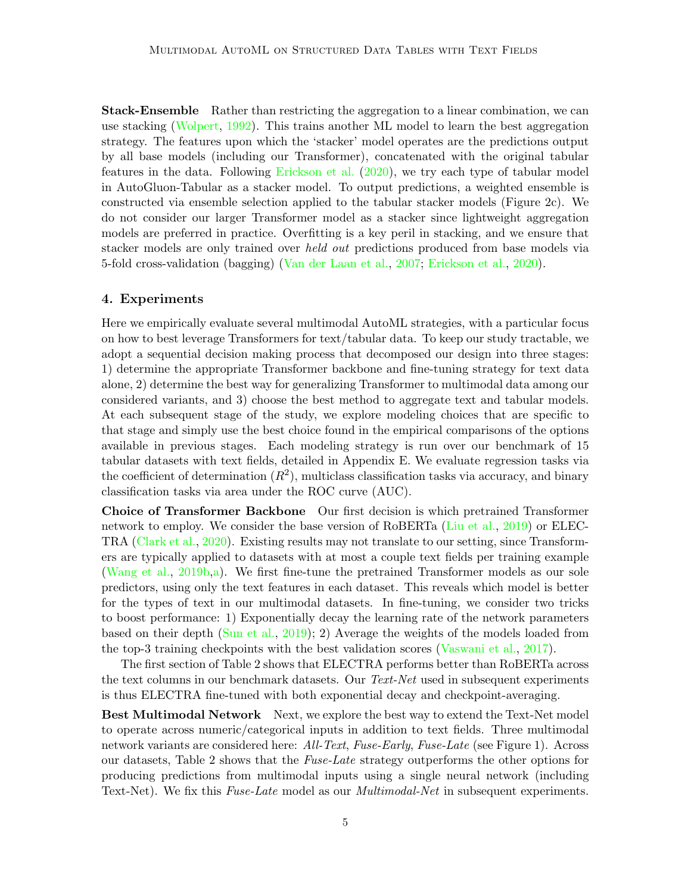**Stack-Ensemble** Rather than restricting the aggregation to a linear combination, we can use stacking (Wolpert, 1992). This trains another ML model to learn the best aggregation strategy. The features upon which the 'stacker' model operates are the predictions output by all base models (including our Transformer), concatenated with the original tabular features in the data. Following Erickson et al. (2020), we try each type of tabular model in AutoGluon-Tabular as a stacker model. To output predictions, a weighted ensemble is constructed via ensemble selection applied to the tabular stacker models (Figure 2c). We do not consider our larger Transformer model as a stacker since lightweight aggregation models are preferred in practice. Overfitting is a key peril in stacking, and we ensure that stacker models are only trained over *held out* predictions produced from base models via 5-fold cross-validation (bagging) (Van der Laan et al., 2007; Erickson et al., 2020).

## 4. Experiments

Here we empirically evaluate several multimodal AutoML strategies, with a particular focus on how to best leverage Transformers for text/tabular data. To keep our study tractable, we adopt a sequential decision making process that decomposed our design into three stages: 1) determine the appropriate Transformer backbone and fine-tuning strategy for text data alone, 2) determine the best way for generalizing Transformer to multimodal data among our considered variants, and 3) choose the best method to aggregate text and tabular models. At each subsequent stage of the study, we explore modeling choices that are specific to that stage and simply use the best choice found in the empirical comparisons of the options available in previous stages. Each modeling strategy is run over our benchmark of 15 tabular datasets with text fields, detailed in Appendix E. We evaluate regression tasks via the coefficient of determination ($R^2$), multiclass classification tasks via accuracy, and binary classification tasks via area under the ROC curve (AUC).

**Choice of Transformer Backbone** Our first decision is which pretrained Transformer network to employ. We consider the base version of RoBERTa (Liu et al., 2019) or ELECTRA (Clark et al., 2020). Existing results may not translate to our setting, since Transformers are typically applied to datasets with at most a couple text fields per training example (Wang et al., 2019b,a). We first fine-tune the pretrained Transformer models as our sole predictors, using only the text features in each dataset. This reveals which model is better for the types of text in our multimodal datasets. In fine-tuning, we consider two tricks to boost performance: 1) Exponentially decay the learning rate of the network parameters based on their depth (Sun et al., 2019); 2) Average the weights of the models loaded from the top-3 training checkpoints with the best validation scores (Vaswani et al., 2017).

The first section of Table 2 shows that ELECTRA performs better than RoBERTa across the text columns in our benchmark datasets. Our *Text-Net* used in subsequent experiments is thus ELECTRA fine-tuned with both exponential decay and checkpoint-averaging.

**Best Multimodal Network** Next, we explore the best way to extend the Text-Net model to operate across numeric/categorical inputs in addition to text fields. Three multimodal network variants are considered here: *All-Text*, *Fuse-Early*, *Fuse-Late* (see Figure 1). Across our datasets, Table 2 shows that the *Fuse-Late* strategy outperforms the other options for producing predictions from multimodal inputs using a single neural network (including Text-Net). We fix this *Fuse-Late* model as our *Multimodal-Net* in subsequent experiments.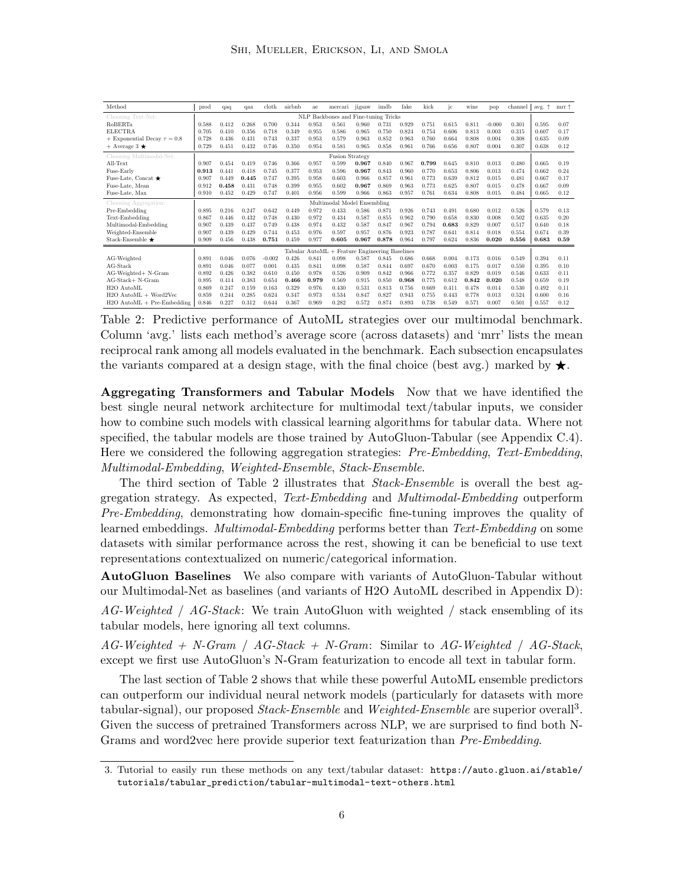| Method | prod | qaq | qaa | cloth | airbnb | ae | mercari | jigsaw | imdb | fake | kick | jc | wine | pop | channel | avg. ↑ | mrr ↑ |
|---|---|---|---|---|---|---|---|---|---|---|---|---|---|---|---|---|---|
| Choosing Text-Net: | NLP Backbones and Fine-tuning Tricks | | | | | | | | | | | | | | | | |
| RoBERTa | 0.588 | 0.412 | 0.268 | 0.700 | 0.344 | 0.953 | 0.561 | 0.960 | 0.731 | 0.929 | 0.751 | 0.615 | 0.811 | -0.000 | 0.301 | 0.595 | 0.07 |
| ELECTRA | 0.705 | 0.410 | 0.356 | 0.718 | 0.349 | 0.955 | 0.586 | 0.965 | 0.750 | 0.824 | 0.754 | 0.606 | 0.813 | 0.003 | 0.315 | 0.607 | 0.17 |
| + Exponential Decay $\tau = 0.8$ | 0.728 | 0.436 | 0.431 | 0.743 | 0.337 | 0.953 | 0.579 | 0.963 | 0.852 | 0.963 | 0.760 | 0.664 | 0.808 | 0.004 | 0.308 | 0.635 | 0.09 |
| + Average 3 ★ | 0.729 | 0.451 | 0.432 | 0.746 | 0.350 | 0.954 | 0.581 | 0.965 | 0.858 | 0.961 | 0.766 | 0.656 | 0.807 | 0.004 | 0.307 | 0.638 | 0.12 |
| Choosing Multimodal-Net: | Fusion Strategy | | | | | | | | | | | | | | | | |
| All-Text | 0.907 | 0.454 | 0.419 | 0.746 | 0.366 | 0.957 | 0.599 | **0.967** | 0.840 | 0.967 | **0.799** | 0.645 | 0.810 | 0.013 | 0.480 | 0.665 | 0.19 |
| Fuse-Early | **0.913** | 0.441 | 0.418 | 0.745 | 0.377 | 0.953 | 0.596 | **0.967** | 0.843 | 0.960 | 0.770 | 0.653 | 0.806 | 0.013 | 0.474 | 0.662 | 0.24 |
| Fuse-Late, Concat ★ | 0.907 | 0.449 | **0.445** | 0.747 | 0.395 | 0.958 | 0.603 | 0.966 | 0.857 | 0.961 | 0.773 | 0.639 | 0.812 | 0.015 | 0.481 | 0.667 | 0.17 |
| Fuse-Late, Mean | 0.912 | **0.458** | 0.431 | 0.748 | 0.399 | 0.955 | 0.602 | **0.967** | 0.869 | 0.963 | 0.773 | 0.625 | 0.807 | 0.015 | 0.478 | 0.667 | 0.09 |
| Fuse-Late, Max | 0.910 | 0.452 | 0.429 | 0.747 | 0.401 | 0.956 | 0.599 | 0.966 | 0.863 | 0.957 | 0.761 | 0.634 | 0.808 | 0.015 | 0.484 | 0.665 | 0.12 |
| Choosing Aggregation: | Multimodal Model Ensembling | | | | | | | | | | | | | | | | |
| Pre-Embedding | 0.895 | 0.216 | 0.247 | 0.642 | 0.449 | 0.972 | 0.433 | 0.586 | 0.871 | 0.926 | 0.743 | 0.491 | 0.680 | 0.012 | 0.526 | 0.579 | 0.13 |
| Text-Embedding | 0.867 | 0.446 | 0.432 | 0.748 | 0.430 | 0.972 | 0.434 | 0.587 | 0.855 | 0.962 | 0.790 | 0.658 | 0.830 | 0.008 | 0.502 | 0.635 | 0.20 |
| Multimodal-Embedding | 0.907 | 0.439 | 0.437 | 0.749 | 0.438 | 0.974 | 0.432 | 0.587 | 0.847 | 0.967 | 0.794 | **0.683** | 0.829 | 0.007 | 0.517 | 0.640 | 0.18 |
| Weighted-Ensemble | 0.907 | 0.439 | 0.429 | 0.744 | 0.453 | 0.976 | 0.597 | 0.957 | 0.876 | 0.923 | 0.787 | 0.641 | 0.814 | 0.018 | 0.554 | 0.674 | 0.39 |
| Stack-Ensemble ★ | 0.909 | 0.456 | 0.438 | **0.751** | 0.459 | 0.977 | **0.605** | **0.967** | **0.878** | 0.964 | 0.797 | 0.624 | 0.836 | **0.020** | **0.556** | **0.683** | **0.59** |
| | Tabular AutoML + Feature Engineering Baselines | | | | | | | | | | | | | | | | |
| AG-Weighted | 0.891 | 0.046 | 0.076 | -0.002 | 0.426 | 0.841 | 0.098 | 0.587 | 0.845 | 0.686 | 0.668 | 0.004 | 0.173 | 0.016 | 0.549 | 0.394 | 0.11 |
| AG-Stack | 0.891 | 0.046 | 0.077 | 0.001 | 0.435 | 0.841 | 0.098 | 0.587 | 0.844 | 0.697 | 0.670 | 0.003 | 0.175 | 0.017 | 0.550 | 0.395 | 0.10 |
| AG-Weighted+ N-Gram | 0.892 | 0.426 | 0.382 | 0.610 | 0.450 | 0.978 | 0.526 | 0.909 | 0.842 | 0.966 | 0.772 | 0.357 | 0.829 | 0.019 | 0.546 | 0.633 | 0.11 |
| AG-Stack+ N-Gram | 0.895 | 0.414 | 0.383 | 0.654 | **0.466** | **0.979** | 0.569 | 0.915 | 0.850 | **0.968** | 0.775 | 0.612 | **0.842** | **0.020** | 0.548 | 0.659 | 0.19 |
| H2O AutoML | 0.869 | 0.247 | 0.159 | 0.163 | 0.329 | 0.976 | 0.430 | 0.531 | 0.813 | 0.756 | 0.669 | 0.411 | 0.478 | 0.014 | 0.530 | 0.492 | 0.11 |
| H2O AutoML + Word2Vec | 0.859 | 0.244 | 0.285 | 0.624 | 0.347 | 0.973 | 0.534 | 0.847 | 0.827 | 0.943 | 0.755 | 0.443 | 0.778 | 0.013 | 0.524 | 0.600 | 0.16 |
| H2O AutoML + Pre-Embedding | 0.846 | 0.227 | 0.312 | 0.644 | 0.367 | 0.969 | 0.282 | 0.572 | 0.874 | 0.893 | 0.738 | 0.549 | 0.571 | 0.007 | 0.501 | 0.557 | 0.12 |

Table 2: Predictive performance of AutoML strategies over our multimodal benchmark. Column 'avg.' lists each method's average score (across datasets) and 'mrr' lists the mean reciprocal rank among all models evaluated in the benchmark. Each subsection encapsulates the variants compared at a design stage, with the final choice (best avg.) marked by ★.

**Aggregating Transformers and Tabular Models** Now that we have identified the best single neural network architecture for multimodal text/tabular inputs, we consider how to combine such models with classical learning algorithms for tabular data. Where not specified, the tabular models are those trained by AutoGluon-Tabular (see Appendix C.4). Here we considered the following aggregation strategies: *Pre-Embedding*, *Text-Embedding*, *Multimodal-Embedding*, *Weighted-Ensemble*, *Stack-Ensemble*.

The third section of Table 2 illustrates that *Stack-Ensemble* is overall the best aggregation strategy. As expected, *Text-Embedding* and *Multimodal-Embedding* outperform *Pre-Embedding*, demonstrating how domain-specific fine-tuning improves the quality of learned embeddings. *Multimodal-Embedding* performs better than *Text-Embedding* on some datasets with similar performance across the rest, showing it can be beneficial to use text representations contextualized on numeric/categorical information.

**AutoGluon Baselines** We also compare with variants of AutoGluon-Tabular without our Multimodal-Net as baselines (and variants of H2O AutoML described in Appendix D):

*AG-Weighted / AG-Stack*: We train AutoGluon with weighted / stack ensembling of its tabular models, here ignoring all text columns.

*AG-Weighted + N-Gram / AG-Stack + N-Gram*: Similar to *AG-Weighted / AG-Stack*, except we first use AutoGluon's N-Gram featurization to encode all text in tabular form.

The last section of Table 2 shows that while these powerful AutoML ensemble predictors can outperform our individual neural network models (particularly for datasets with more tabular-signal), our proposed *Stack-Ensemble* and *Weighted-Ensemble* are superior overall[3]. Given the success of pretrained Transformers across NLP, we are surprised to find both N-Grams and word2vec here provide superior text featurization than *Pre-Embedding*.

3. Tutorial to easily run these methods on any text/tabular dataset: `https://auto.gluon.ai/stable/tutorials/tabular_prediction/tabular-multimodal-text-others.html`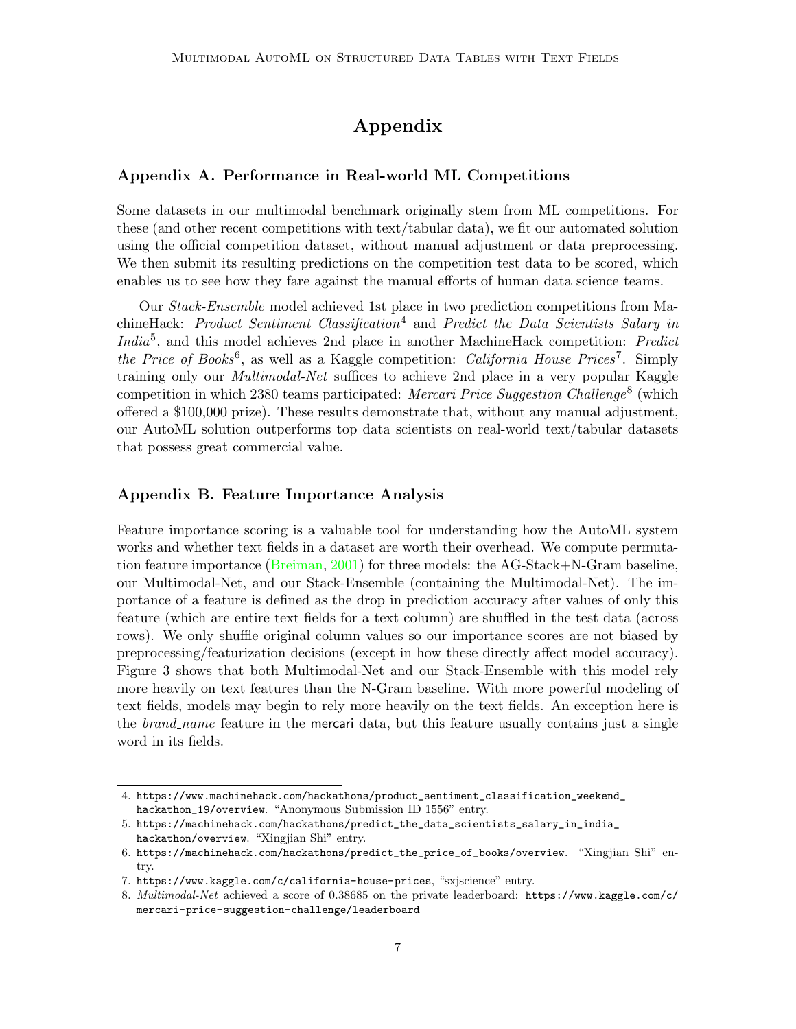# Appendix

## Appendix A. Performance in Real-world ML Competitions

Some datasets in our multimodal benchmark originally stem from ML competitions. For these (and other recent competitions with text/tabular data), we fit our automated solution using the official competition dataset, without manual adjustment or data preprocessing. We then submit its resulting predictions on the competition test data to be scored, which enables us to see how they fare against the manual efforts of human data science teams.

Our *Stack-Ensemble* model achieved 1st place in two prediction competitions from MachineHack: *Product Sentiment Classification*[4] and *Predict the Data Scientists Salary in India*[5], and this model achieves 2nd place in another MachineHack competition: *Predict the Price of Books*[6], as well as a Kaggle competition: *California House Prices*[7]. Simply training only our *Multimodal-Net* suffices to achieve 2nd place in a very popular Kaggle competition in which 2380 teams participated: *Mercari Price Suggestion Challenge*[8] (which offered a $100,000 prize). These results demonstrate that, without any manual adjustment, our AutoML solution outperforms top data scientists on real-world text/tabular datasets that possess great commercial value.

## Appendix B. Feature Importance Analysis

Feature importance scoring is a valuable tool for understanding how the AutoML system works and whether text fields in a dataset are worth their overhead. We compute permutation feature importance (Breiman, 2001) for three models: the AG-Stack+N-Gram baseline, our Multimodal-Net, and our Stack-Ensemble (containing the Multimodal-Net). The importance of a feature is defined as the drop in prediction accuracy after values of only this feature (which are entire text fields for a text column) are shuffled in the test data (across rows). We only shuffle original column values so our importance scores are not biased by preprocessing/featurization decisions (except in how these directly affect model accuracy). Figure 3 shows that both Multimodal-Net and our Stack-Ensemble with this model rely more heavily on text features than the N-Gram baseline. With more powerful modeling of text fields, models may begin to rely more heavily on the text fields. An exception here is the *brand_name* feature in the mercari data, but this feature usually contains just a single word in its fields.

---

4. `https://www.machinehack.com/hackathons/product_sentiment_classification_weekend_hackathon_19/overview`. "Anonymous Submission ID 1556" entry.
5. `https://machinehack.com/hackathons/predict_the_data_scientists_salary_in_india_hackathon/overview`. "Xingjian Shi" entry.
6. `https://machinehack.com/hackathons/predict_the_price_of_books/overview`. "Xingjian Shi" entry.
7. `https://www.kaggle.com/c/california-house-prices`, "sxjscience" entry.
8. *Multimodal-Net* achieved a score of 0.38685 on the private leaderboard: `https://www.kaggle.com/c/mercari-price-suggestion-challenge/leaderboard`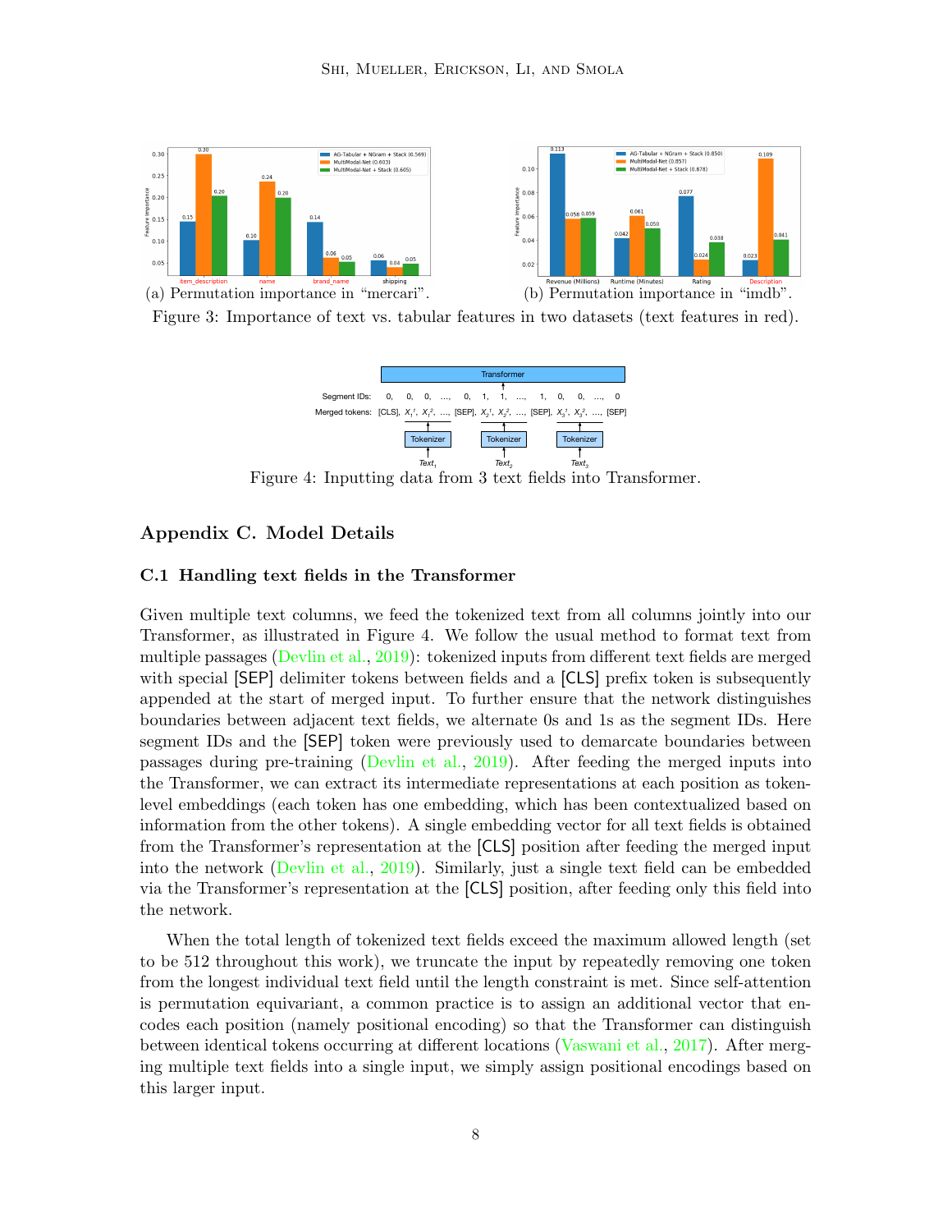(a) Permutation importance in "mercari".

(b) Permutation importance in "imdb".

Figure 3: Importance of text vs. tabular features in two datasets (text features in red).

Figure 4: Inputting data from 3 text fields into Transformer.

## Appendix C. Model Details

### C.1 Handling text fields in the Transformer

Given multiple text columns, we feed the tokenized text from all columns jointly into our Transformer, as illustrated in Figure 4. We follow the usual method to format text from multiple passages (Devlin et al., 2019): tokenized inputs from different text fields are merged with special [SEP] delimiter tokens between fields and a [CLS] prefix token is subsequently appended at the start of merged input. To further ensure that the network distinguishes boundaries between adjacent text fields, we alternate 0s and 1s as the segment IDs. Here segment IDs and the [SEP] token were previously used to demarcate boundaries between passages during pre-training (Devlin et al., 2019). After feeding the merged inputs into the Transformer, we can extract its intermediate representations at each position as token-level embeddings (each token has one embedding, which has been contextualized based on information from the other tokens). A single embedding vector for all text fields is obtained from the Transformer's representation at the [CLS] position after feeding the merged input into the network (Devlin et al., 2019). Similarly, just a single text field can be embedded via the Transformer's representation at the [CLS] position, after feeding only this field into the network.

When the total length of tokenized text fields exceed the maximum allowed length (set to be 512 throughout this work), we truncate the input by repeatedly removing one token from the longest individual text field until the length constraint is met. Since self-attention is permutation equivariant, a common practice is to assign an additional vector that encodes each position (namely positional encoding) so that the Transformer can distinguish between identical tokens occurring at different locations (Vaswani et al., 2017). After merging multiple text fields into a single input, we simply assign positional encodings based on this larger input.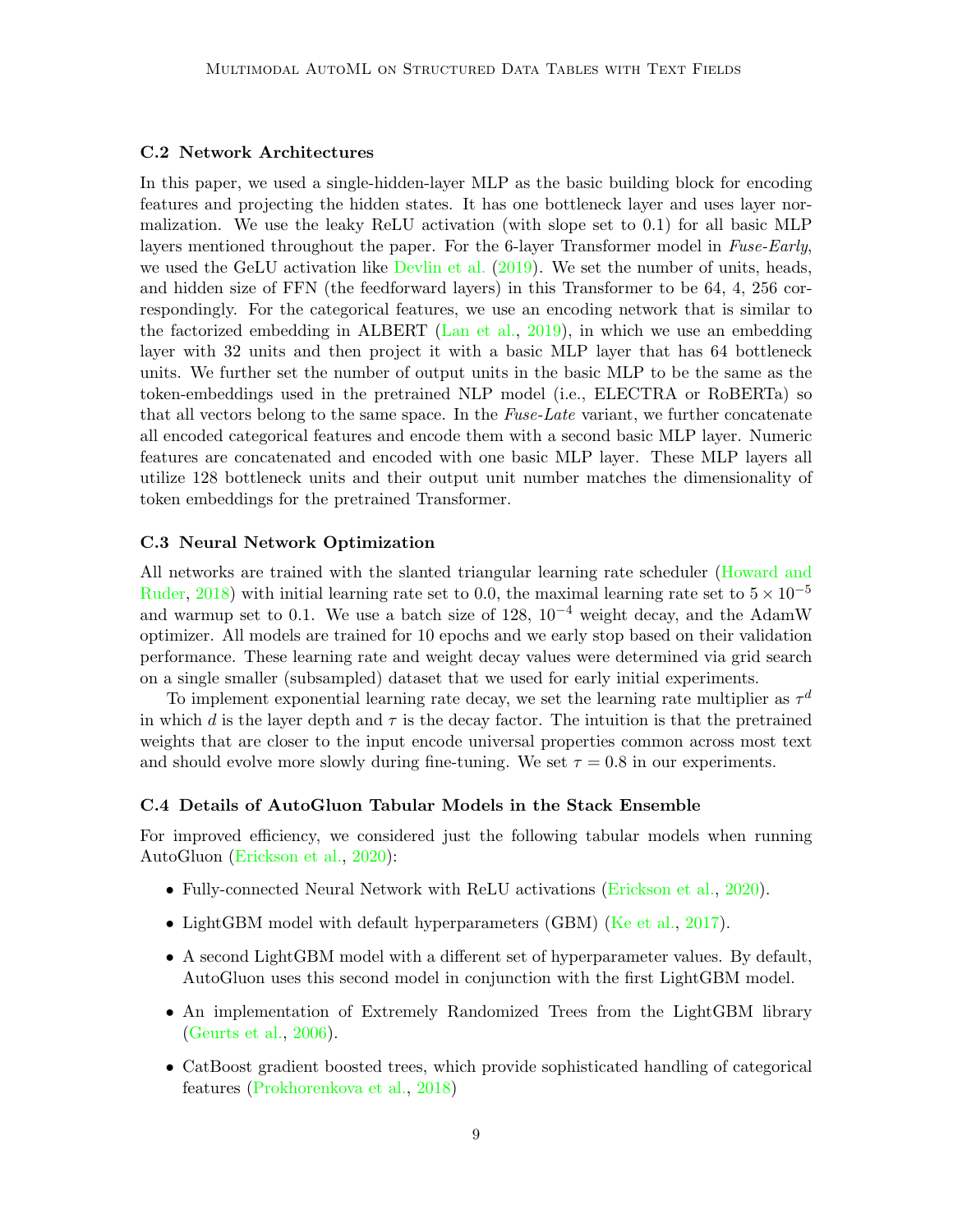### C.2 Network Architectures

In this paper, we used a single-hidden-layer MLP as the basic building block for encoding features and projecting the hidden states. It has one bottleneck layer and uses layer normalization. We use the leaky ReLU activation (with slope set to 0.1) for all basic MLP layers mentioned throughout the paper. For the 6-layer Transformer model in *Fuse-Early*, we used the GeLU activation like Devlin et al. (2019). We set the number of units, heads, and hidden size of FFN (the feedforward layers) in this Transformer to be 64, 4, 256 correspondingly. For the categorical features, we use an encoding network that is similar to the factorized embedding in ALBERT (Lan et al., 2019), in which we use an embedding layer with 32 units and then project it with a basic MLP layer that has 64 bottleneck units. We further set the number of output units in the basic MLP to be the same as the token-embeddings used in the pretrained NLP model (i.e., ELECTRA or RoBERTa) so that all vectors belong to the same space. In the *Fuse-Late* variant, we further concatenate all encoded categorical features and encode them with a second basic MLP layer. Numeric features are concatenated and encoded with one basic MLP layer. These MLP layers all utilize 128 bottleneck units and their output unit number matches the dimensionality of token embeddings for the pretrained Transformer.

### C.3 Neural Network Optimization

All networks are trained with the slanted triangular learning rate scheduler (Howard and Ruder, 2018) with initial learning rate set to 0.0, the maximal learning rate set to $5 \times 10^{-5}$ and warmup set to 0.1. We use a batch size of 128, $10^{-4}$ weight decay, and the AdamW optimizer. All models are trained for 10 epochs and we early stop based on their validation performance. These learning rate and weight decay values were determined via grid search on a single smaller (subsampled) dataset that we used for early initial experiments.

To implement exponential learning rate decay, we set the learning rate multiplier as $\tau^d$ in which $d$ is the layer depth and $\tau$ is the decay factor. The intuition is that the pretrained weights that are closer to the input encode universal properties common across most text and should evolve more slowly during fine-tuning. We set $\tau = 0.8$ in our experiments.

### C.4 Details of AutoGluon Tabular Models in the Stack Ensemble

For improved efficiency, we considered just the following tabular models when running AutoGluon (Erickson et al., 2020):

- Fully-connected Neural Network with ReLU activations (Erickson et al., 2020).
- LightGBM model with default hyperparameters (GBM) (Ke et al., 2017).
- A second LightGBM model with a different set of hyperparameter values. By default, AutoGluon uses this second model in conjunction with the first LightGBM model.
- An implementation of Extremely Randomized Trees from the LightGBM library (Geurts et al., 2006).
- CatBoost gradient boosted trees, which provide sophisticated handling of categorical features (Prokhorenkova et al., 2018)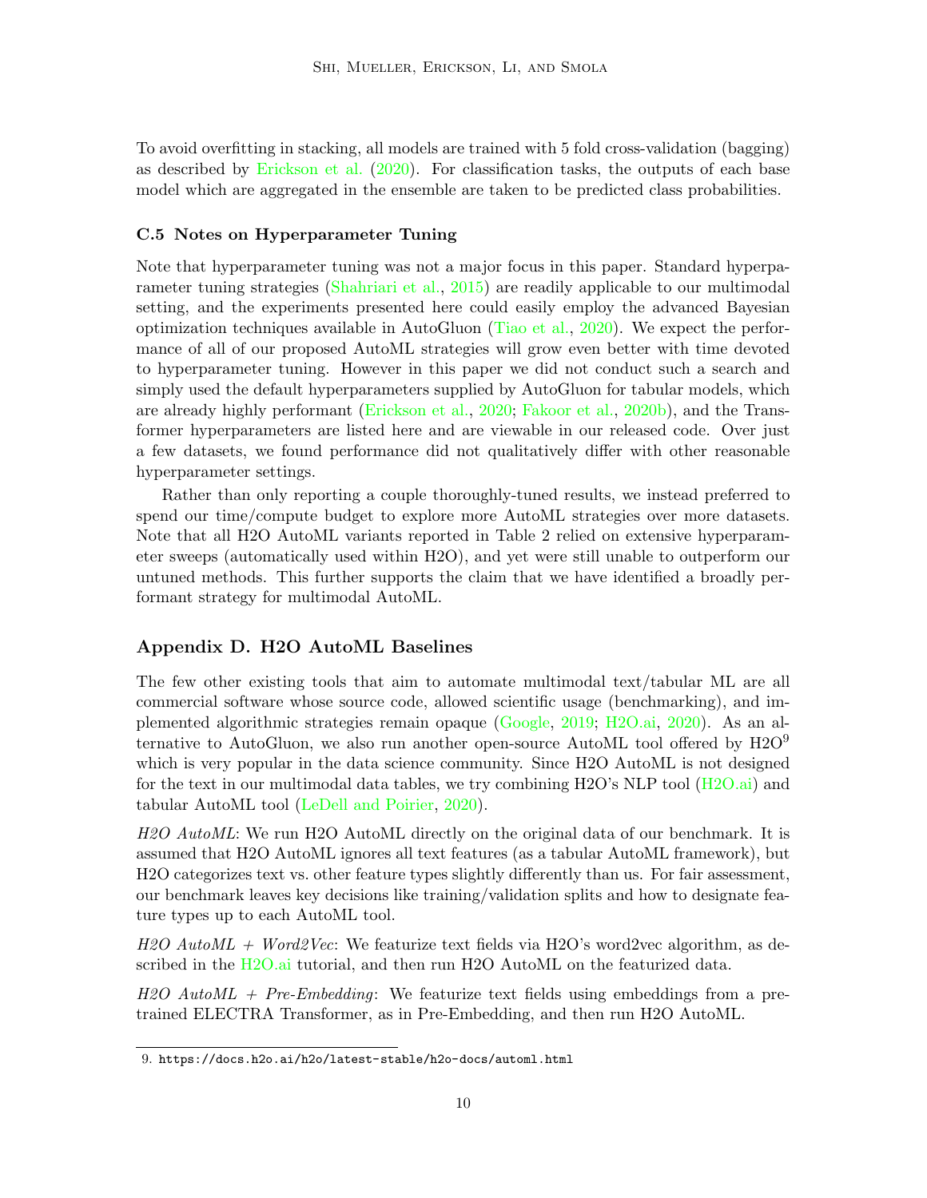To avoid overfitting in stacking, all models are trained with 5 fold cross-validation (bagging) as described by Erickson et al. (2020). For classification tasks, the outputs of each base model which are aggregated in the ensemble are taken to be predicted class probabilities.

### C.5 Notes on Hyperparameter Tuning

Note that hyperparameter tuning was not a major focus in this paper. Standard hyperparameter tuning strategies (Shahriari et al., 2015) are readily applicable to our multimodal setting, and the experiments presented here could easily employ the advanced Bayesian optimization techniques available in AutoGluon (Tiao et al., 2020). We expect the performance of all of our proposed AutoML strategies will grow even better with time devoted to hyperparameter tuning. However in this paper we did not conduct such a search and simply used the default hyperparameters supplied by AutoGluon for tabular models, which are already highly performant (Erickson et al., 2020; Fakoor et al., 2020b), and the Transformer hyperparameters are listed here and are viewable in our released code. Over just a few datasets, we found performance did not qualitatively differ with other reasonable hyperparameter settings.

Rather than only reporting a couple thoroughly-tuned results, we instead preferred to spend our time/compute budget to explore more AutoML strategies over more datasets. Note that all H2O AutoML variants reported in Table 2 relied on extensive hyperparameter sweeps (automatically used within H2O), and yet were still unable to outperform our untuned methods. This further supports the claim that we have identified a broadly performant strategy for multimodal AutoML.

## Appendix D. H2O AutoML Baselines

The few other existing tools that aim to automate multimodal text/tabular ML are all commercial software whose source code, allowed scientific usage (benchmarking), and implemented algorithmic strategies remain opaque (Google, 2019; H2O.ai, 2020). As an alternative to AutoGluon, we also run another open-source AutoML tool offered by H2O[9] which is very popular in the data science community. Since H2O AutoML is not designed for the text in our multimodal data tables, we try combining H2O's NLP tool (H2O.ai) and tabular AutoML tool (LeDell and Poirier, 2020).

*H2O AutoML*: We run H2O AutoML directly on the original data of our benchmark. It is assumed that H2O AutoML ignores all text features (as a tabular AutoML framework), but H2O categorizes text vs. other feature types slightly differently than us. For fair assessment, our benchmark leaves key decisions like training/validation splits and how to designate feature types up to each AutoML tool.

*H2O AutoML + Word2Vec*: We featurize text fields via H2O's word2vec algorithm, as described in the H2O.ai tutorial, and then run H2O AutoML on the featurized data.

*H2O AutoML + Pre-Embedding*: We featurize text fields using embeddings from a pretrained ELECTRA Transformer, as in Pre-Embedding, and then run H2O AutoML.

9. https://docs.h2o.ai/h2o/latest-stable/h2o-docs/automl.html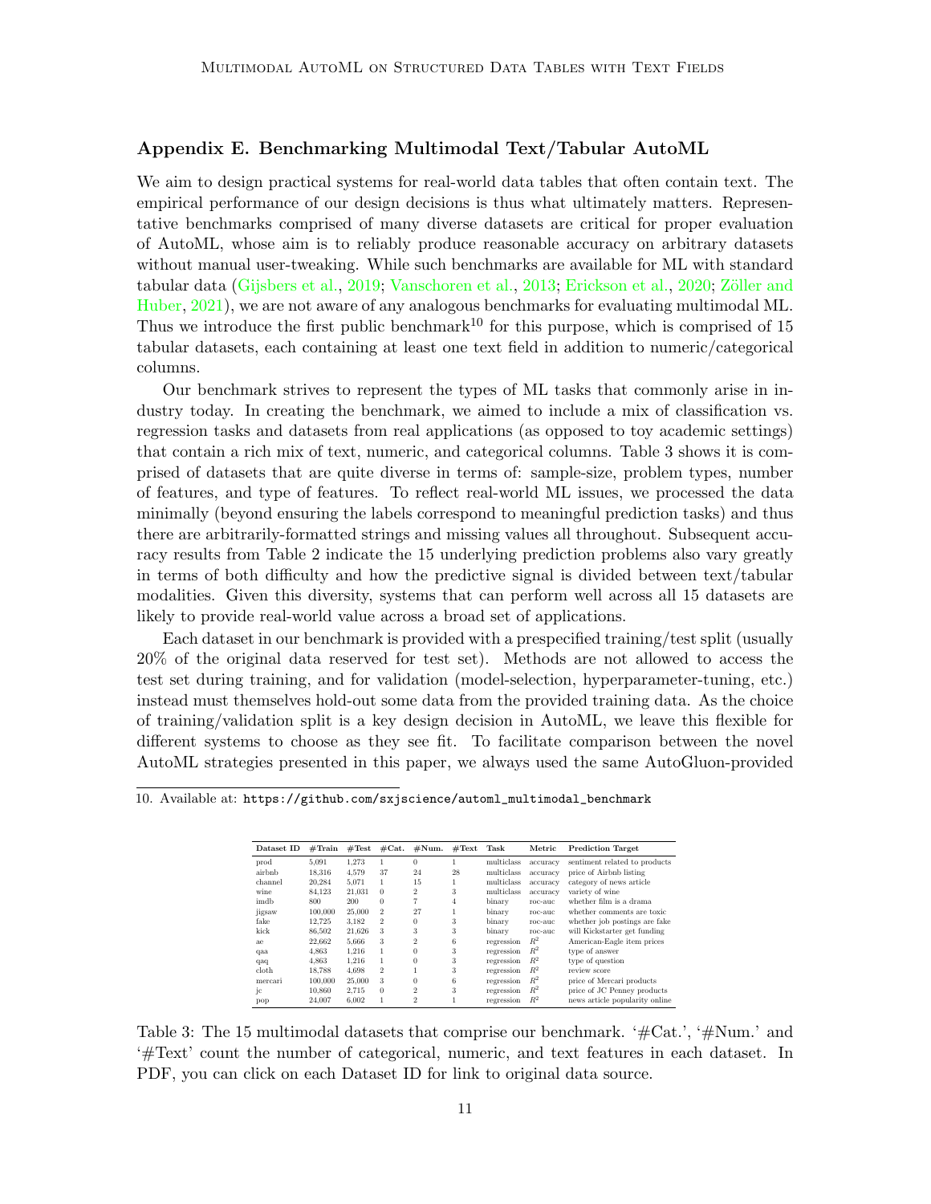## Appendix E. Benchmarking Multimodal Text/Tabular AutoML

We aim to design practical systems for real-world data tables that often contain text. The empirical performance of our design decisions is thus what ultimately matters. Representative benchmarks comprised of many diverse datasets are critical for proper evaluation of AutoML, whose aim is to reliably produce reasonable accuracy on arbitrary datasets without manual user-tweaking. While such benchmarks are available for ML with standard tabular data (Gijsbers et al., 2019; Vanschoren et al., 2013; Erickson et al., 2020; Zöller and Huber, 2021), we are not aware of any analogous benchmarks for evaluating multimodal ML. Thus we introduce the first public benchmark[10] for this purpose, which is comprised of 15 tabular datasets, each containing at least one text field in addition to numeric/categorical columns.

Our benchmark strives to represent the types of ML tasks that commonly arise in industry today. In creating the benchmark, we aimed to include a mix of classification vs. regression tasks and datasets from real applications (as opposed to toy academic settings) that contain a rich mix of text, numeric, and categorical columns. Table 3 shows it is comprised of datasets that are quite diverse in terms of: sample-size, problem types, number of features, and type of features. To reflect real-world ML issues, we processed the data minimally (beyond ensuring the labels correspond to meaningful prediction tasks) and thus there are arbitrarily-formatted strings and missing values all throughout. Subsequent accuracy results from Table 2 indicate the 15 underlying prediction problems also vary greatly in terms of both difficulty and how the predictive signal is divided between text/tabular modalities. Given this diversity, systems that can perform well across all 15 datasets are likely to provide real-world value across a broad set of applications.

Each dataset in our benchmark is provided with a prespecified training/test split (usually 20% of the original data reserved for test set). Methods are not allowed to access the test set during training, and for validation (model-selection, hyperparameter-tuning, etc.) instead must themselves hold-out some data from the provided training data. As the choice of training/validation split is a key design decision in AutoML, we leave this flexible for different systems to choose as they see fit. To facilitate comparison between the novel AutoML strategies presented in this paper, we always used the same AutoGluon-provided

10. Available at: `https://github.com/sxjscience/automl_multimodal_benchmark`

| Dataset ID | #Train | #Test | #Cat. | #Num. | #Text | Task | Metric | Prediction Target |
|---|---|---|---|---|---|---|---|---|
| prod | 5,091 | 1,273 | 1 | 0 | 1 | multiclass | accuracy | sentiment related to products |
| airbnb | 18,316 | 4,579 | 37 | 24 | 28 | multiclass | accuracy | price of Airbnb listing |
| channel | 20,284 | 5,071 | 1 | 15 | 1 | multiclass | accuracy | category of news article |
| wine | 84,123 | 21,031 | 0 | 2 | 3 | multiclass | accuracy | variety of wine |
| imdb | 800 | 200 | 0 | 7 | 4 | binary | roc-auc | whether film is a drama |
| jigsaw | 100,000 | 25,000 | 2 | 27 | 1 | binary | roc-auc | whether comments are toxic |
| fake | 12,725 | 3,182 | 2 | 0 | 3 | binary | roc-auc | whether job postings are fake |
| kick | 86,502 | 21,626 | 3 | 3 | 3 | binary | roc-auc | will Kickstarter get funding |
| ae | 22,662 | 5,666 | 3 | 2 | 6 | regression | $R^2$ | American-Eagle item prices |
| qaa | 4,863 | 1,216 | 1 | 0 | 3 | regression | $R^2$ | type of answer |
| qaq | 4,863 | 1,216 | 1 | 0 | 3 | regression | $R^2$ | type of question |
| cloth | 18,788 | 4,698 | 2 | 1 | 3 | regression | $R^2$ | review score |
| mercari | 100,000 | 25,000 | 3 | 0 | 6 | regression | $R^2$ | price of Mercari products |
| jc | 10,860 | 2,715 | 0 | 2 | 3 | regression | $R^2$ | price of JC Penney products |
| pop | 24,007 | 6,002 | 1 | 2 | 1 | regression | $R^2$ | news article popularity online |

Table 3: The 15 multimodal datasets that comprise our benchmark. '#Cat.', '#Num.' and '#Text' count the number of categorical, numeric, and text features in each dataset. In PDF, you can click on each Dataset ID for link to original data source.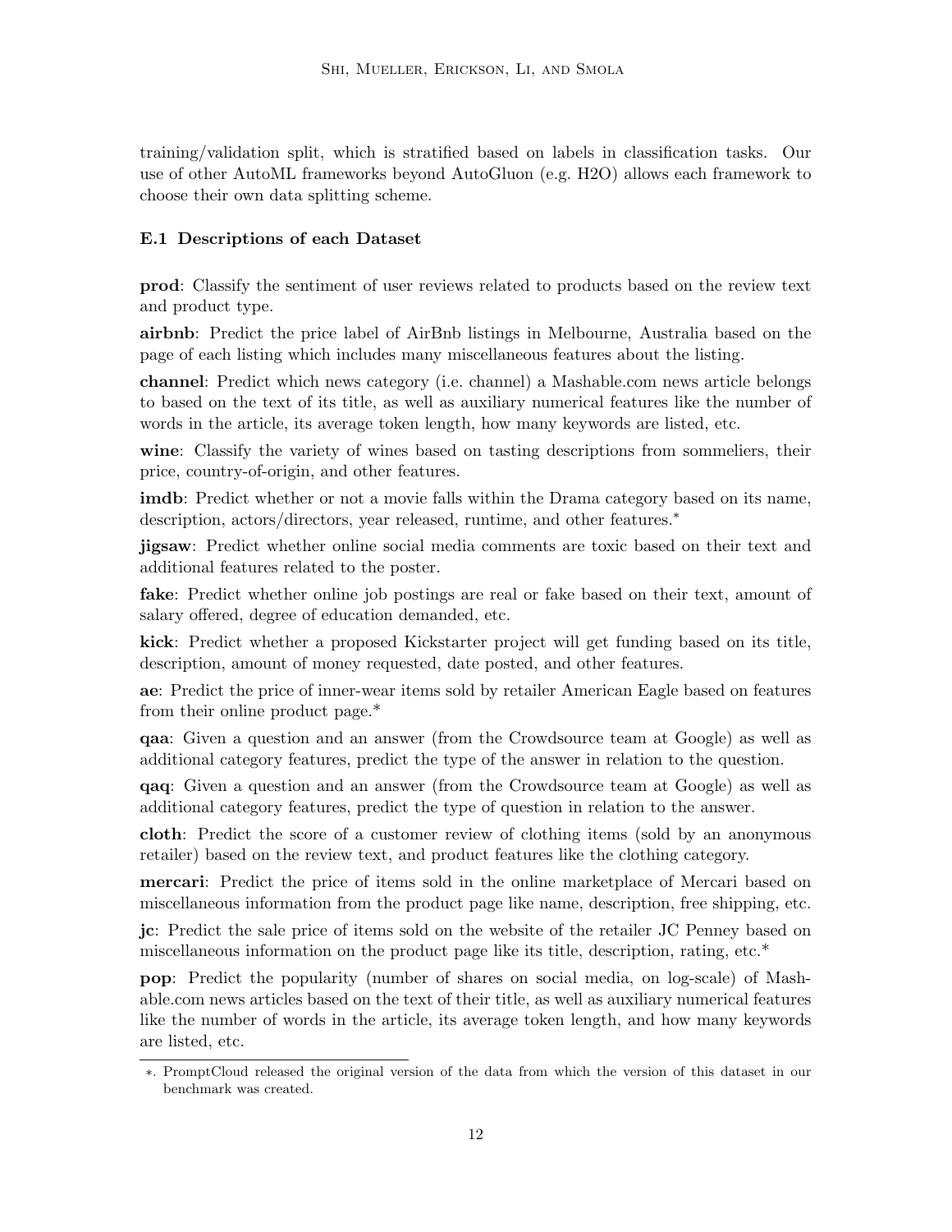training/validation split, which is stratified based on labels in classification tasks. Our use of other AutoML frameworks beyond AutoGluon (e.g. H2O) allows each framework to choose their own data splitting scheme.

### E.1 Descriptions of each Dataset

**prod**: Classify the sentiment of user reviews related to products based on the review text and product type.

**airbnb**: Predict the price label of AirBnb listings in Melbourne, Australia based on the page of each listing which includes many miscellaneous features about the listing.

**channel**: Predict which news category (i.e. channel) a Mashable.com news article belongs to based on the text of its title, as well as auxiliary numerical features like the number of words in the article, its average token length, how many keywords are listed, etc.

**wine**: Classify the variety of wines based on tasting descriptions from sommeliers, their price, country-of-origin, and other features.

**imdb**: Predict whether or not a movie falls within the Drama category based on its name, description, actors/directors, year released, runtime, and other features.*

**jigsaw**: Predict whether online social media comments are toxic based on their text and additional features related to the poster.

**fake**: Predict whether online job postings are real or fake based on their text, amount of salary offered, degree of education demanded, etc.

**kick**: Predict whether a proposed Kickstarter project will get funding based on its title, description, amount of money requested, date posted, and other features.

**ae**: Predict the price of inner-wear items sold by retailer American Eagle based on features from their online product page.*

**qaa**: Given a question and an answer (from the Crowdsource team at Google) as well as additional category features, predict the type of the answer in relation to the question.

**qaq**: Given a question and an answer (from the Crowdsource team at Google) as well as additional category features, predict the type of question in relation to the answer.

**cloth**: Predict the score of a customer review of clothing items (sold by an anonymous retailer) based on the review text, and product features like the clothing category.

**mercari**: Predict the price of items sold in the online marketplace of Mercari based on miscellaneous information from the product page like name, description, free shipping, etc.

**jc**: Predict the sale price of items sold on the website of the retailer JC Penney based on miscellaneous information on the product page like its title, description, rating, etc.*

**pop**: Predict the popularity (number of shares on social media, on log-scale) of Mashable.com news articles based on the text of their title, as well as auxiliary numerical features like the number of words in the article, its average token length, and how many keywords are listed, etc.

---

*. PromptCloud released the original version of the data from which the version of this dataset in our benchmark was created.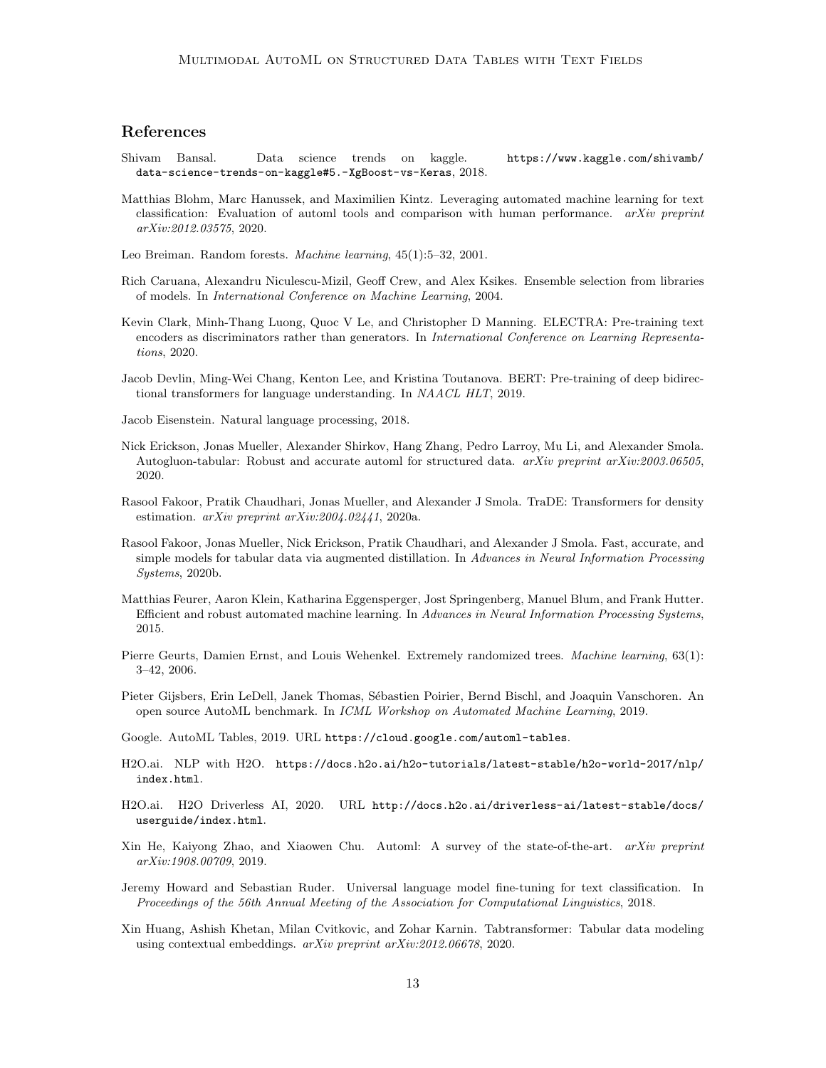## References

Shivam Bansal. Data science trends on kaggle. https://www.kaggle.com/shivamb/data-science-trends-on-kaggle#5.-XgBoost-vs-Keras, 2018.

Matthias Blohm, Marc Hanussek, and Maximilien Kintz. Leveraging automated machine learning for text classification: Evaluation of automl tools and comparison with human performance. *arXiv preprint arXiv:2012.03575*, 2020.

Leo Breiman. Random forests. *Machine learning*, 45(1):5–32, 2001.

Rich Caruana, Alexandru Niculescu-Mizil, Geoff Crew, and Alex Ksikes. Ensemble selection from libraries of models. In *International Conference on Machine Learning*, 2004.

Kevin Clark, Minh-Thang Luong, Quoc V Le, and Christopher D Manning. ELECTRA: Pre-training text encoders as discriminators rather than generators. In *International Conference on Learning Representations*, 2020.

Jacob Devlin, Ming-Wei Chang, Kenton Lee, and Kristina Toutanova. BERT: Pre-training of deep bidirectional transformers for language understanding. In *NAACL HLT*, 2019.

Jacob Eisenstein. Natural language processing, 2018.

Nick Erickson, Jonas Mueller, Alexander Shirkov, Hang Zhang, Pedro Larroy, Mu Li, and Alexander Smola. Autogluon-tabular: Robust and accurate automl for structured data. *arXiv preprint arXiv:2003.06505*, 2020.

Rasool Fakoor, Pratik Chaudhari, Jonas Mueller, and Alexander J Smola. TraDE: Transformers for density estimation. *arXiv preprint arXiv:2004.02441*, 2020a.

Rasool Fakoor, Jonas Mueller, Nick Erickson, Pratik Chaudhari, and Alexander J Smola. Fast, accurate, and simple models for tabular data via augmented distillation. In *Advances in Neural Information Processing Systems*, 2020b.

Matthias Feurer, Aaron Klein, Katharina Eggensperger, Jost Springenberg, Manuel Blum, and Frank Hutter. Efficient and robust automated machine learning. In *Advances in Neural Information Processing Systems*, 2015.

Pierre Geurts, Damien Ernst, and Louis Wehenkel. Extremely randomized trees. *Machine learning*, 63(1): 3–42, 2006.

Pieter Gijsbers, Erin LeDell, Janek Thomas, Sébastien Poirier, Bernd Bischl, and Joaquin Vanschoren. An open source AutoML benchmark. In *ICML Workshop on Automated Machine Learning*, 2019.

Google. AutoML Tables, 2019. URL https://cloud.google.com/automl-tables.

H2O.ai. NLP with H2O. https://docs.h2o.ai/h2o-tutorials/latest-stable/h2o-world-2017/nlp/index.html.

H2O.ai. H2O Driverless AI, 2020. URL http://docs.h2o.ai/driverless-ai/latest-stable/docs/userguide/index.html.

Xin He, Kaiyong Zhao, and Xiaowen Chu. Automl: A survey of the state-of-the-art. *arXiv preprint arXiv:1908.00709*, 2019.

Jeremy Howard and Sebastian Ruder. Universal language model fine-tuning for text classification. In *Proceedings of the 56th Annual Meeting of the Association for Computational Linguistics*, 2018.

Xin Huang, Ashish Khetan, Milan Cvitkovic, and Zohar Karnin. Tabtransformer: Tabular data modeling using contextual embeddings. *arXiv preprint arXiv:2012.06678*, 2020.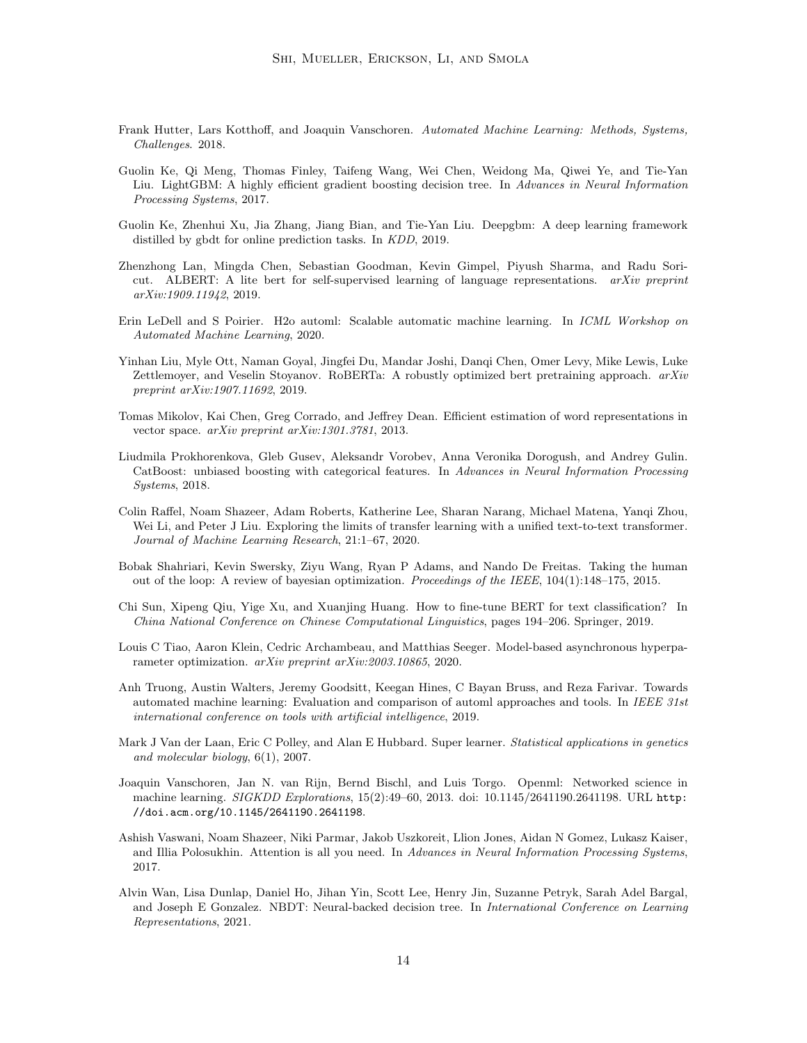Frank Hutter, Lars Kotthoff, and Joaquin Vanschoren. *Automated Machine Learning: Methods, Systems, Challenges*. 2018.

Guolin Ke, Qi Meng, Thomas Finley, Taifeng Wang, Wei Chen, Weidong Ma, Qiwei Ye, and Tie-Yan Liu. LightGBM: A highly efficient gradient boosting decision tree. In *Advances in Neural Information Processing Systems*, 2017.

Guolin Ke, Zhenhui Xu, Jia Zhang, Jiang Bian, and Tie-Yan Liu. Deepgbm: A deep learning framework distilled by gbdt for online prediction tasks. In *KDD*, 2019.

Zhenzhong Lan, Mingda Chen, Sebastian Goodman, Kevin Gimpel, Piyush Sharma, and Radu Soricut. ALBERT: A lite bert for self-supervised learning of language representations. *arXiv preprint arXiv:1909.11942*, 2019.

Erin LeDell and S Poirier. H2o automl: Scalable automatic machine learning. In *ICML Workshop on Automated Machine Learning*, 2020.

Yinhan Liu, Myle Ott, Naman Goyal, Jingfei Du, Mandar Joshi, Danqi Chen, Omer Levy, Mike Lewis, Luke Zettlemoyer, and Veselin Stoyanov. RoBERTa: A robustly optimized bert pretraining approach. *arXiv preprint arXiv:1907.11692*, 2019.

Tomas Mikolov, Kai Chen, Greg Corrado, and Jeffrey Dean. Efficient estimation of word representations in vector space. *arXiv preprint arXiv:1301.3781*, 2013.

Liudmila Prokhorenkova, Gleb Gusev, Aleksandr Vorobev, Anna Veronika Dorogush, and Andrey Gulin. CatBoost: unbiased boosting with categorical features. In *Advances in Neural Information Processing Systems*, 2018.

Colin Raffel, Noam Shazeer, Adam Roberts, Katherine Lee, Sharan Narang, Michael Matena, Yanqi Zhou, Wei Li, and Peter J Liu. Exploring the limits of transfer learning with a unified text-to-text transformer. *Journal of Machine Learning Research*, 21:1–67, 2020.

Bobak Shahriari, Kevin Swersky, Ziyu Wang, Ryan P Adams, and Nando De Freitas. Taking the human out of the loop: A review of bayesian optimization. *Proceedings of the IEEE*, 104(1):148–175, 2015.

Chi Sun, Xipeng Qiu, Yige Xu, and Xuanjing Huang. How to fine-tune BERT for text classification? In *China National Conference on Chinese Computational Linguistics*, pages 194–206. Springer, 2019.

Louis C Tiao, Aaron Klein, Cedric Archambeau, and Matthias Seeger. Model-based asynchronous hyperparameter optimization. *arXiv preprint arXiv:2003.10865*, 2020.

Anh Truong, Austin Walters, Jeremy Goodsitt, Keegan Hines, C Bayan Bruss, and Reza Farivar. Towards automated machine learning: Evaluation and comparison of automl approaches and tools. In *IEEE 31st international conference on tools with artificial intelligence*, 2019.

Mark J Van der Laan, Eric C Polley, and Alan E Hubbard. Super learner. *Statistical applications in genetics and molecular biology*, 6(1), 2007.

Joaquin Vanschoren, Jan N. van Rijn, Bernd Bischl, and Luis Torgo. Openml: Networked science in machine learning. *SIGKDD Explorations*, 15(2):49–60, 2013. doi: 10.1145/2641190.2641198. URL `http://doi.acm.org/10.1145/2641190.2641198`.

Ashish Vaswani, Noam Shazeer, Niki Parmar, Jakob Uszkoreit, Llion Jones, Aidan N Gomez, Lukasz Kaiser, and Illia Polosukhin. Attention is all you need. In *Advances in Neural Information Processing Systems*, 2017.

Alvin Wan, Lisa Dunlap, Daniel Ho, Jihan Yin, Scott Lee, Henry Jin, Suzanne Petryk, Sarah Adel Bargal, and Joseph E Gonzalez. NBDT: Neural-backed decision tree. In *International Conference on Learning Representations*, 2021.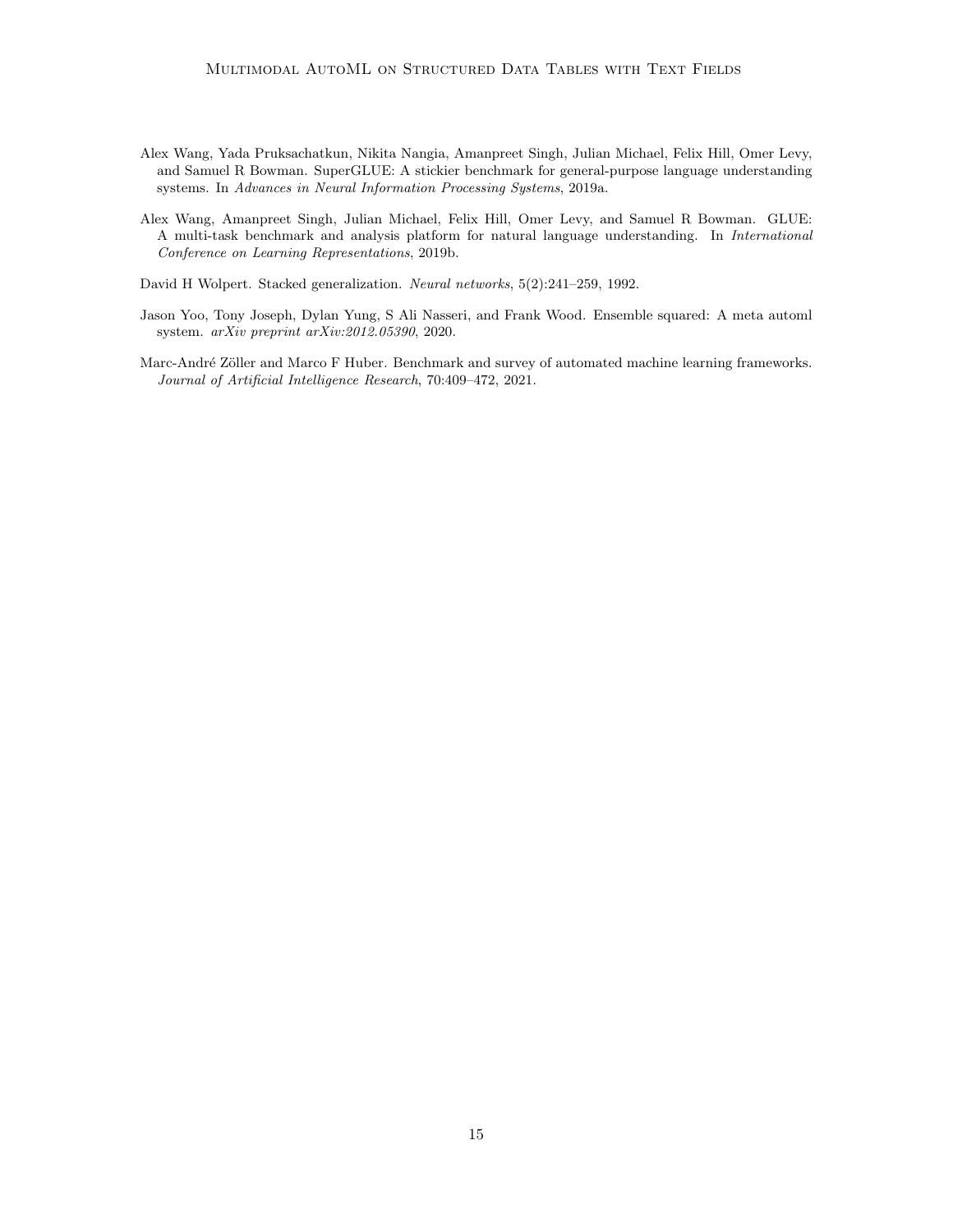Alex Wang, Yada Pruksachatkun, Nikita Nangia, Amanpreet Singh, Julian Michael, Felix Hill, Omer Levy, and Samuel R Bowman. SuperGLUE: A stickier benchmark for general-purpose language understanding systems. In *Advances in Neural Information Processing Systems*, 2019a.

Alex Wang, Amanpreet Singh, Julian Michael, Felix Hill, Omer Levy, and Samuel R Bowman. GLUE: A multi-task benchmark and analysis platform for natural language understanding. In *International Conference on Learning Representations*, 2019b.

David H Wolpert. Stacked generalization. *Neural networks*, 5(2):241–259, 1992.

Jason Yoo, Tony Joseph, Dylan Yung, S Ali Nasseri, and Frank Wood. Ensemble squared: A meta automl system. *arXiv preprint arXiv:2012.05390*, 2020.

Marc-André Zöller and Marco F Huber. Benchmark and survey of automated machine learning frameworks. *Journal of Artificial Intelligence Research*, 70:409–472, 2021.